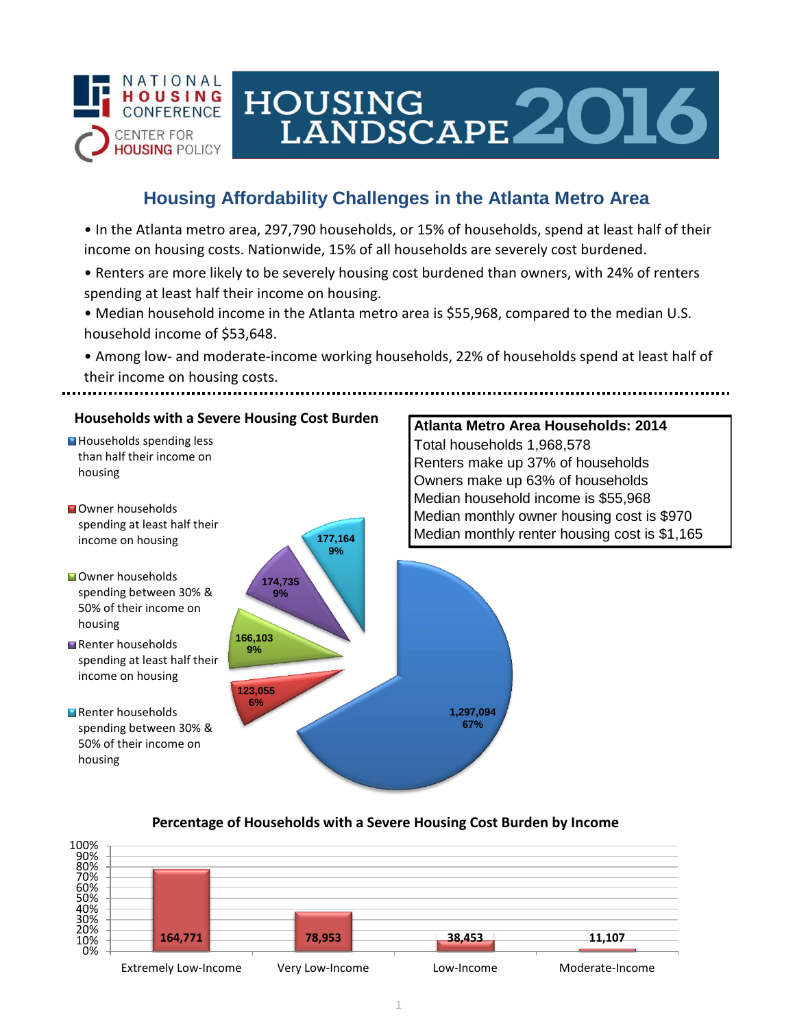NATIONAL HOUSING CONFERENCE
CENTER FOR HOUSING POLICY

# HOUSING LANDSCAPE 2016

## Housing Affordability Challenges in the Atlanta Metro Area

- In the Atlanta metro area, 297,790 households, or 15% of households, spend at least half of their income on housing costs. Nationwide, 15% of all households are severely cost burdened.
- Renters are more likely to be severely housing cost burdened than owners, with 24% of renters spending at least half their income on housing.
- Median household income in the Atlanta metro area is $55,968, compared to the median U.S. household income of $53,648.
- Among low- and moderate-income working households, 22% of households spend at least half of their income on housing costs.

---

### Households with a Severe Housing Cost Burden

| Category | Households | Percent |
|---|---|---|
| Households spending less than half their income on housing | 1,297,094 | 67% |
| Owner households spending at least half their income on housing | 123,055 | 6% |
| Owner households spending between 30% & 50% of their income on housing | 166,103 | 9% |
| Renter households spending at least half their income on housing | 174,735 | 9% |
| Renter households spending between 30% & 50% of their income on housing | 177,164 | 9% |

### Atlanta Metro Area Households: 2014

Total households 1,968,578
Renters make up 37% of households
Owners make up 63% of households
Median household income is $55,968
Median monthly owner housing cost is $970
Median monthly renter housing cost is $1,165

### Percentage of Households with a Severe Housing Cost Burden by Income

| Income Group | Households |
|---|---|
| Extremely Low-Income | 164,771 |
| Very Low-Income | 78,953 |
| Low-Income | 38,453 |
| Moderate-Income | 11,107 |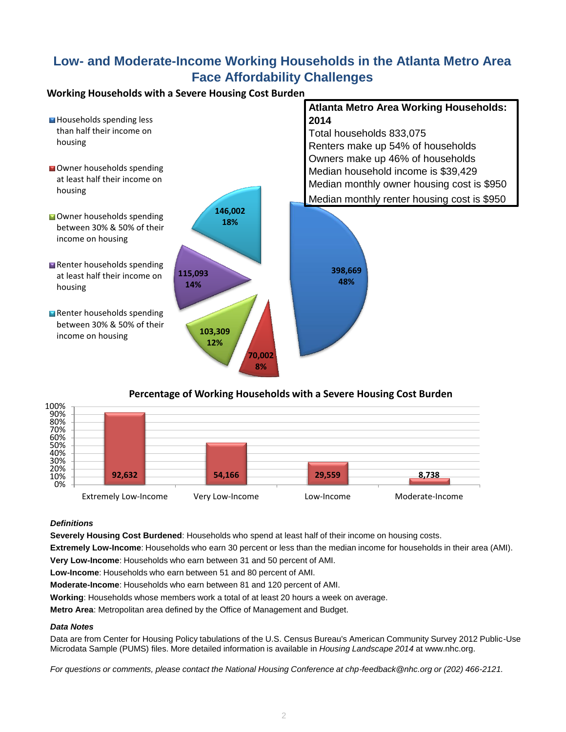# Low- and Moderate-Income Working Households in the Atlanta Metro Area Face Affordability Challenges

## Working Households with a Severe Housing Cost Burden

Households spending less than half their income on housing

Owner households spending at least half their income on housing

Owner households spending between 30% & 50% of their income on housing

Renter households spending at least half their income on housing

Renter households spending between 30% & 50% of their income on housing

146,002
18%

115,093
14%

103,309
12%

70,002
8%

398,669
48%

**Atlanta Metro Area Working Households: 2014**
Total households 833,075
Renters make up 54% of households
Owners make up 46% of households
Median household income is $39,429
Median monthly owner housing cost is $950
Median monthly renter housing cost is $950

## Percentage of Working Households with a Severe Housing Cost Burden

100%
90%
80%
70%
60%
50%
40%
30%
20%
10%
0%

92,632
54,166
29,559
8,738

Extremely Low-Income
Very Low-Income
Low-Income
Moderate-Income

### *Definitions*

**Severely Housing Cost Burdened**: Households who spend at least half of their income on housing costs.

**Extremely Low-Income**: Households who earn 30 percent or less than the median income for households in their area (AMI).

**Very Low-Income**: Households who earn between 31 and 50 percent of AMI.

**Low-Income**: Households who earn between 51 and 80 percent of AMI.

**Moderate-Income**: Households who earn between 81 and 120 percent of AMI.

**Working**: Households whose members work a total of at least 20 hours a week on average.

**Metro Area**: Metropolitan area defined by the Office of Management and Budget.

### *Data Notes*

Data are from Center for Housing Policy tabulations of the U.S. Census Bureau's American Community Survey 2012 Public-Use Microdata Sample (PUMS) files. More detailed information is available in *Housing Landscape 2014* at www.nhc.org.

*For questions or comments, please contact the National Housing Conference at chp-feedback@nhc.org or (202) 466-2121.*